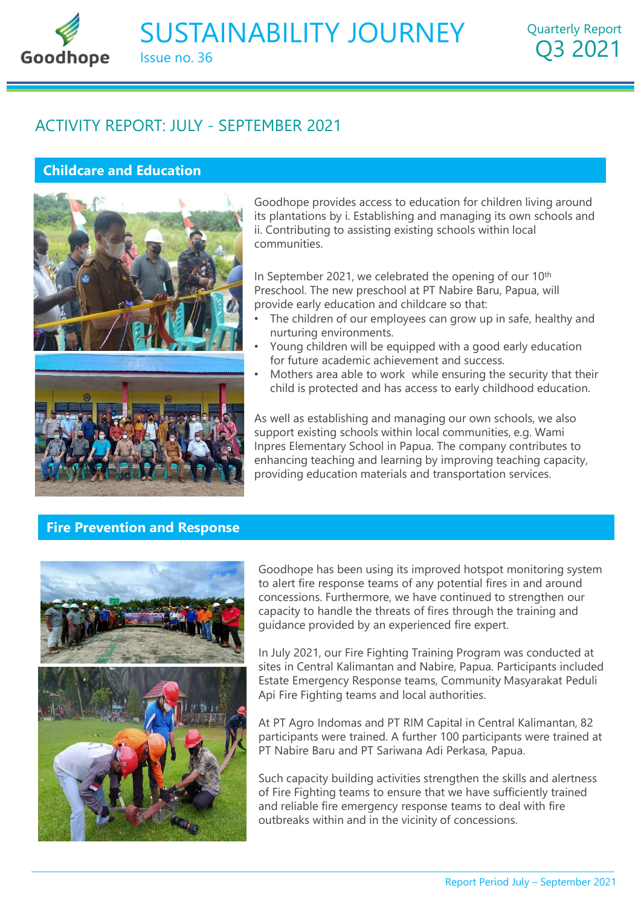# SUSTAINABILITY JOURNEY

Issue no. 36

Quarterly Report
Q3 2021

## ACTIVITY REPORT: JULY - SEPTEMBER 2021

### Childcare and Education

Goodhope provides access to education for children living around its plantations by i. Establishing and managing its own schools and ii. Contributing to assisting existing schools within local communities.

In September 2021, we celebrated the opening of our 10th Preschool. The new preschool at PT Nabire Baru, Papua, will provide early education and childcare so that:

- The children of our employees can grow up in safe, healthy and nurturing environments.
- Young children will be equipped with a good early education for future academic achievement and success.
- Mothers area able to work while ensuring the security that their child is protected and has access to early childhood education.

As well as establishing and managing our own schools, we also support existing schools within local communities, e.g. Wami Inpres Elementary School in Papua. The company contributes to enhancing teaching and learning by improving teaching capacity, providing education materials and transportation services.

### Fire Prevention and Response

Goodhope has been using its improved hotspot monitoring system to alert fire response teams of any potential fires in and around concessions. Furthermore, we have continued to strengthen our capacity to handle the threats of fires through the training and guidance provided by an experienced fire expert.

In July 2021, our Fire Fighting Training Program was conducted at sites in Central Kalimantan and Nabire, Papua. Participants included Estate Emergency Response teams, Community Masyarakat Peduli Api Fire Fighting teams and local authorities.

At PT Agro Indomas and PT RIM Capital in Central Kalimantan, 82 participants were trained. A further 100 participants were trained at PT Nabire Baru and PT Sariwana Adi Perkasa, Papua.

Such capacity building activities strengthen the skills and alertness of Fire Fighting teams to ensure that we have sufficiently trained and reliable fire emergency response teams to deal with fire outbreaks within and in the vicinity of concessions.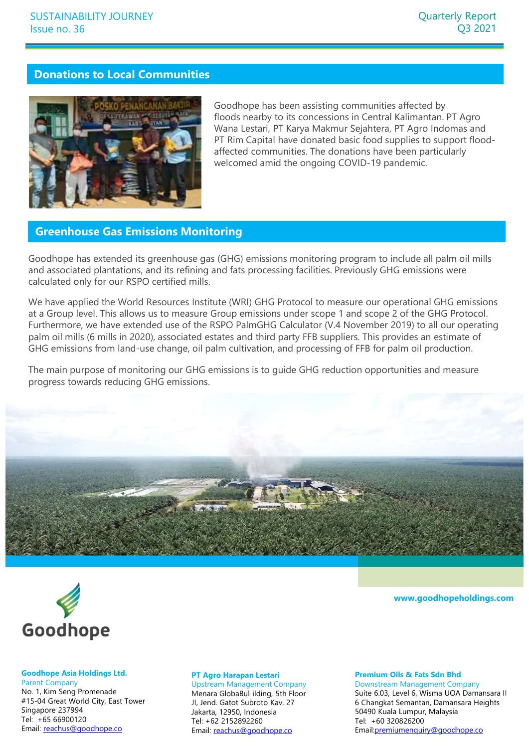## Donations to Local Communities

Goodhope has been assisting communities affected by floods nearby to its concessions in Central Kalimantan. PT Agro Wana Lestari, PT Karya Makmur Sejahtera, PT Agro Indomas and PT Rim Capital have donated basic food supplies to support flood-affected communities. The donations have been particularly welcomed amid the ongoing COVID-19 pandemic.

## Greenhouse Gas Emissions Monitoring

Goodhope has extended its greenhouse gas (GHG) emissions monitoring program to include all palm oil mills and associated plantations, and its refining and fats processing facilities. Previously GHG emissions were calculated only for our RSPO certified mills.

We have applied the World Resources Institute (WRI) GHG Protocol to measure our operational GHG emissions at a Group level. This allows us to measure Group emissions under scope 1 and scope 2 of the GHG Protocol. Furthermore, we have extended use of the RSPO PalmGHG Calculator (V.4 November 2019) to all our operating palm oil mills (6 mills in 2020), associated estates and third party FFB suppliers. This provides an estimate of GHG emissions from land-use change, oil palm cultivation, and processing of FFB for palm oil production.

The main purpose of monitoring our GHG emissions is to guide GHG reduction opportunities and measure progress towards reducing GHG emissions.

Goodhope

www.goodhopeholdings.com

**Goodhope Asia Holdings Ltd.**
Parent Company
No. 1, Kim Seng Promenade
#15-04 Great World City, East Tower
Singapore 237994
Tel: +65 66900120
Email: reachus@goodhope.co

**PT Agro Harapan Lestari**
Upstream Management Company
Menara GlobaBul ilding, 5th Floor
Jl, Jend. Gatot Subroto Kav. 27
Jakarta, 12950, Indonesia
Tel: +62 2152892260
Email: reachus@goodhope.co

**Premium Oils & Fats Sdn Bhd**
Downstream Management Company
Suite 6.03, Level 6, Wisma UOA Damansara II
6 Changkat Semantan, Damansara Heights
50490 Kuala Lumpur, Malaysia
Tel: +60 320826200
Email:premiumenquiry@goodhope.co